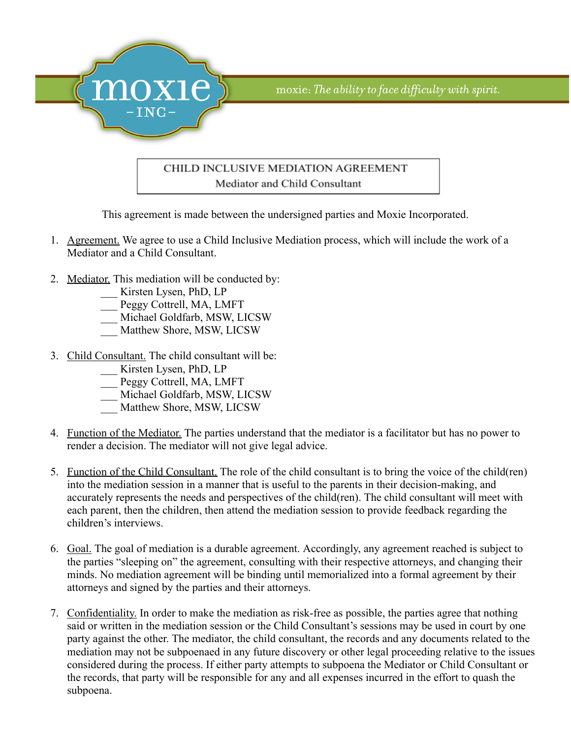moxie -INC-

moxie: *The ability to face difficulty with spirit.*

# CHILD INCLUSIVE MEDIATION AGREEMENT
## Mediator and Child Consultant

This agreement is made between the undersigned parties and Moxie Incorporated.

1. Agreement. We agree to use a Child Inclusive Mediation process, which will include the work of a Mediator and a Child Consultant.

2. Mediator. This mediation will be conducted by:
   ___ Kirsten Lysen, PhD, LP
   ___ Peggy Cottrell, MA, LMFT
   ___ Michael Goldfarb, MSW, LICSW
   ___ Matthew Shore, MSW, LICSW

3. Child Consultant. The child consultant will be:
   ___ Kirsten Lysen, PhD, LP
   ___ Peggy Cottrell, MA, LMFT
   ___ Michael Goldfarb, MSW, LICSW
   ___ Matthew Shore, MSW, LICSW

4. Function of the Mediator. The parties understand that the mediator is a facilitator but has no power to render a decision. The mediator will not give legal advice.

5. Function of the Child Consultant. The role of the child consultant is to bring the voice of the child(ren) into the mediation session in a manner that is useful to the parents in their decision-making, and accurately represents the needs and perspectives of the child(ren). The child consultant will meet with each parent, then the children, then attend the mediation session to provide feedback regarding the children's interviews.

6. Goal. The goal of mediation is a durable agreement. Accordingly, any agreement reached is subject to the parties "sleeping on" the agreement, consulting with their respective attorneys, and changing their minds. No mediation agreement will be binding until memorialized into a formal agreement by their attorneys and signed by the parties and their attorneys.

7. Confidentiality. In order to make the mediation as risk-free as possible, the parties agree that nothing said or written in the mediation session or the Child Consultant's sessions may be used in court by one party against the other. The mediator, the child consultant, the records and any documents related to the mediation may not be subpoenaed in any future discovery or other legal proceeding relative to the issues considered during the process. If either party attempts to subpoena the Mediator or Child Consultant or the records, that party will be responsible for any and all expenses incurred in the effort to quash the subpoena.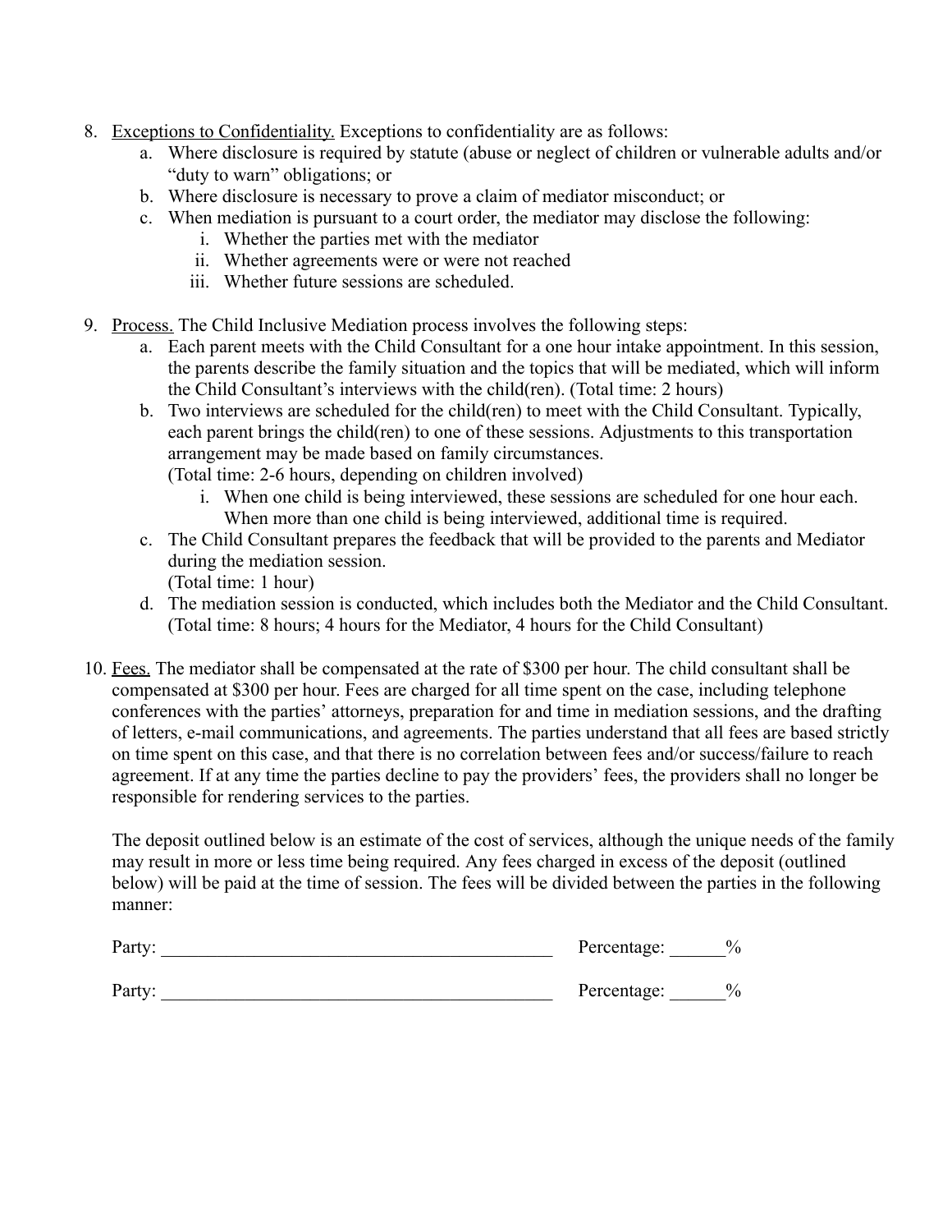8. <u>Exceptions to Confidentiality.</u> Exceptions to confidentiality are as follows:
    a. Where disclosure is required by statute (abuse or neglect of children or vulnerable adults and/or "duty to warn" obligations; or
    b. Where disclosure is necessary to prove a claim of mediator misconduct; or
    c. When mediation is pursuant to a court order, the mediator may disclose the following:
        i. Whether the parties met with the mediator
        ii. Whether agreements were or were not reached
        iii. Whether future sessions are scheduled.

9. <u>Process.</u> The Child Inclusive Mediation process involves the following steps:
    a. Each parent meets with the Child Consultant for a one hour intake appointment. In this session, the parents describe the family situation and the topics that will be mediated, which will inform the Child Consultant's interviews with the child(ren). (Total time: 2 hours)
    b. Two interviews are scheduled for the child(ren) to meet with the Child Consultant. Typically, each parent brings the child(ren) to one of these sessions. Adjustments to this transportation arrangement may be made based on family circumstances.
    (Total time: 2-6 hours, depending on children involved)
        i. When one child is being interviewed, these sessions are scheduled for one hour each. When more than one child is being interviewed, additional time is required.
    c. The Child Consultant prepares the feedback that will be provided to the parents and Mediator during the mediation session.
    (Total time: 1 hour)
    d. The mediation session is conducted, which includes both the Mediator and the Child Consultant. (Total time: 8 hours; 4 hours for the Mediator, 4 hours for the Child Consultant)

10. <u>Fees.</u> The mediator shall be compensated at the rate of $300 per hour. The child consultant shall be compensated at $300 per hour. Fees are charged for all time spent on the case, including telephone conferences with the parties' attorneys, preparation for and time in mediation sessions, and the drafting of letters, e-mail communications, and agreements. The parties understand that all fees are based strictly on time spent on this case, and that there is no correlation between fees and/or success/failure to reach agreement. If at any time the parties decline to pay the providers' fees, the providers shall no longer be responsible for rendering services to the parties.

    The deposit outlined below is an estimate of the cost of services, although the unique needs of the family may result in more or less time being required. Any fees charged in excess of the deposit (outlined below) will be paid at the time of session. The fees will be divided between the parties in the following manner:

    Party: ___________________________________________ Percentage: ______%

    Party: ___________________________________________ Percentage: ______%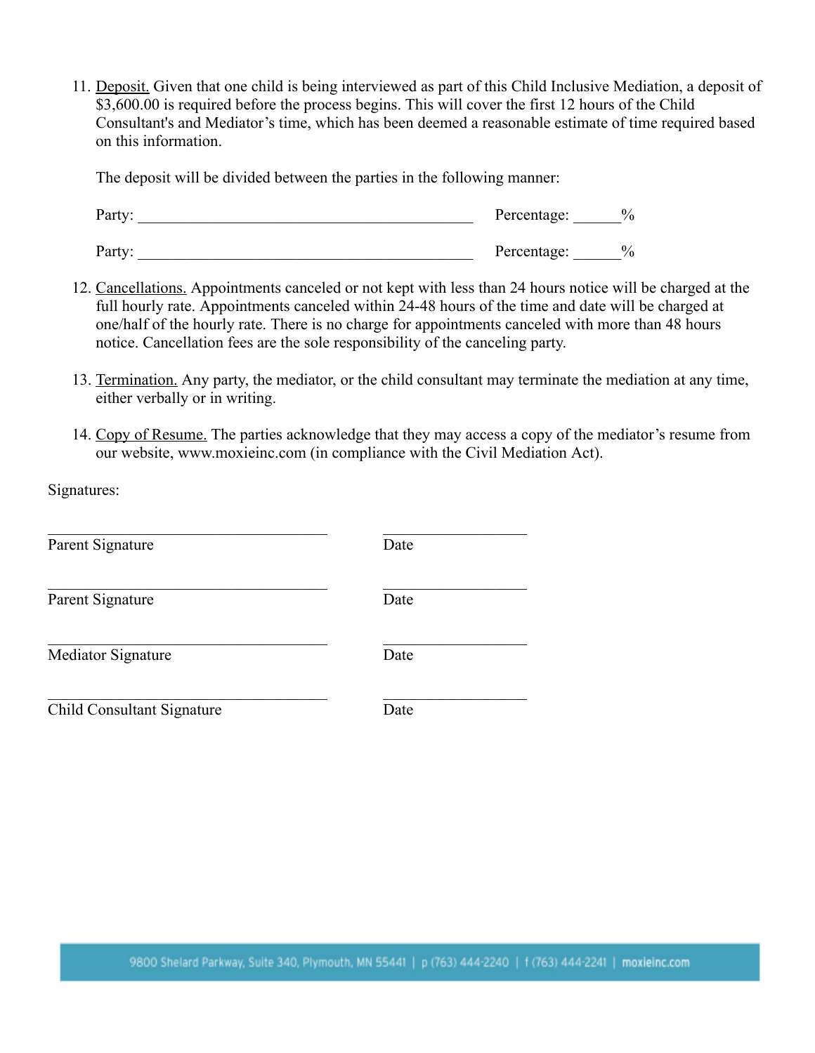11. Deposit. Given that one child is being interviewed as part of this Child Inclusive Mediation, a deposit of $3,600.00 is required before the process begins. This will cover the first 12 hours of the Child Consultant's and Mediator's time, which has been deemed a reasonable estimate of time required based on this information.

    The deposit will be divided between the parties in the following manner:

    Party: ___________________________________________ Percentage: ______%

    Party: ___________________________________________ Percentage: ______%

12. Cancellations. Appointments canceled or not kept with less than 24 hours notice will be charged at the full hourly rate. Appointments canceled within 24-48 hours of the time and date will be charged at one/half of the hourly rate. There is no charge for appointments canceled with more than 48 hours notice. Cancellation fees are the sole responsibility of the canceling party.

13. Termination. Any party, the mediator, or the child consultant may terminate the mediation at any time, either verbally or in writing.

14. Copy of Resume. The parties acknowledge that they may access a copy of the mediator's resume from our website, www.moxieinc.com (in compliance with the Civil Mediation Act).

Signatures:

____________________________________ ___________________
Parent Signature Date

____________________________________ ___________________
Parent Signature Date

____________________________________ ___________________
Mediator Signature Date

____________________________________ ___________________
Child Consultant Signature Date

9800 Shelard Parkway, Suite 340, Plymouth, MN 55441 | p (763) 444-2240 | f (763) 444-2241 | moxieinc.com